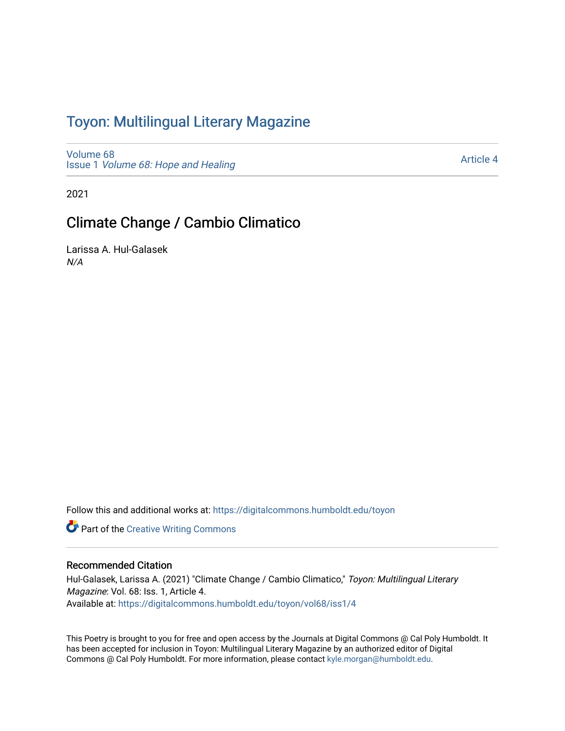# Toyon: Multilingual Literary Magazine

Volume 68
Issue 1 *Volume 68: Hope and Healing*

Article 4

2021

## Climate Change / Cambio Climatico

Larissa A. Hul-Galasek
*N/A*

Follow this and additional works at: https://digitalcommons.humboldt.edu/toyon

Part of the Creative Writing Commons

### Recommended Citation

Hul-Galasek, Larissa A. (2021) "Climate Change / Cambio Climatico," *Toyon: Multilingual Literary Magazine*: Vol. 68: Iss. 1, Article 4.
Available at: https://digitalcommons.humboldt.edu/toyon/vol68/iss1/4

This Poetry is brought to you for free and open access by the Journals at Digital Commons @ Cal Poly Humboldt. It has been accepted for inclusion in Toyon: Multilingual Literary Magazine by an authorized editor of Digital Commons @ Cal Poly Humboldt. For more information, please contact kyle.morgan@humboldt.edu.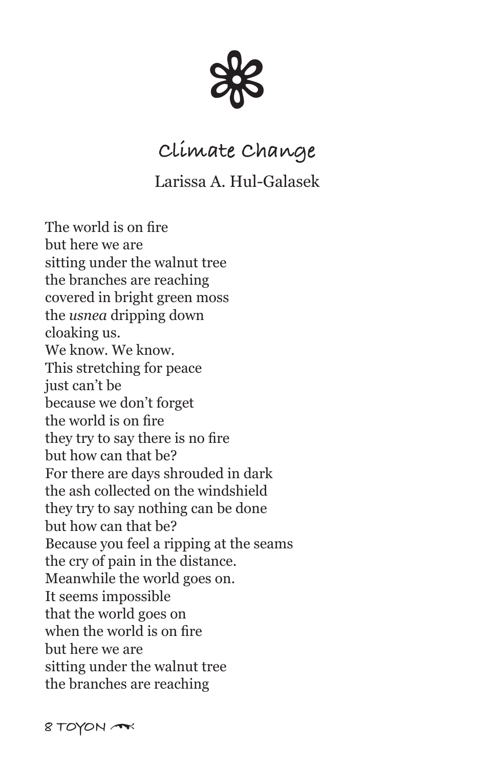# Climate Change

Larissa A. Hul-Galasek

The world is on fire  
but here we are  
sitting under the walnut tree  
the branches are reaching  
covered in bright green moss  
the *usnea* dripping down  
cloaking us.  
We know. We know.  
This stretching for peace  
just can't be  
because we don't forget  
the world is on fire  
they try to say there is no fire  
but how can that be?  
For there are days shrouded in dark  
the ash collected on the windshield  
they try to say nothing can be done  
but how can that be?  
Because you feel a ripping at the seams  
the cry of pain in the distance.  
Meanwhile the world goes on.  
It seems impossible  
that the world goes on  
when the world is on fire  
but here we are  
sitting under the walnut tree  
the branches are reaching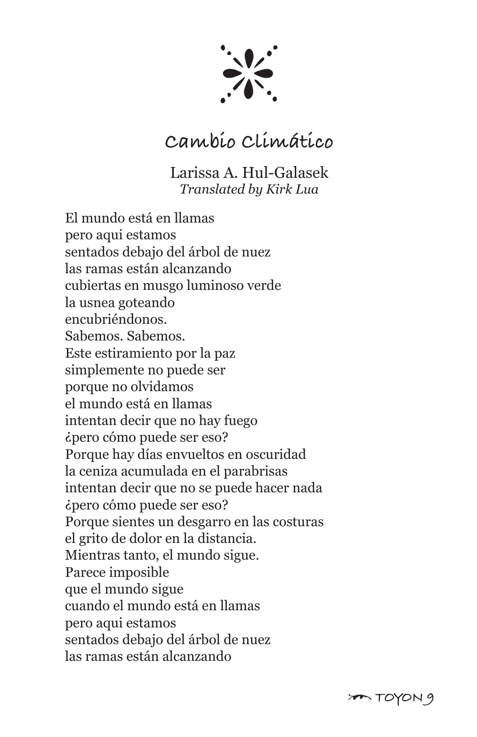## Cambio Climático

Larissa A. Hul-Galasek
*Translated by Kirk Lua*

El mundo está en llamas  
pero aqui estamos  
sentados debajo del árbol de nuez  
las ramas están alcanzando  
cubiertas en musgo luminoso verde  
la usnea goteando  
encubriéndonos.  
Sabemos. Sabemos.  
Este estiramiento por la paz  
simplemente no puede ser  
porque no olvidamos  
el mundo está en llamas  
intentan decir que no hay fuego  
¿pero cómo puede ser eso?  
Porque hay días envueltos en oscuridad  
la ceniza acumulada en el parabrisas  
intentan decir que no se puede hacer nada  
¿pero cómo puede ser eso?  
Porque sientes un desgarro en las costuras  
el grito de dolor en la distancia.  
Mientras tanto, el mundo sigue.  
Parece imposible  
que el mundo sigue  
cuando el mundo está en llamas  
pero aqui estamos  
sentados debajo del árbol de nuez  
las ramas están alcanzando